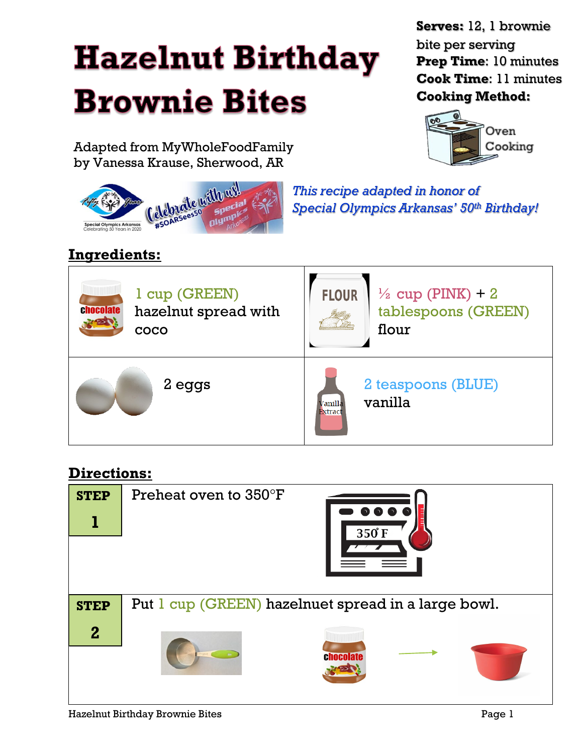# Hazelnut Birthday Brownie Bites

**Serves:** 12, 1 brownie bite per serving
**Prep Time**: 10 minutes
**Cook Time**: 11 minutes
**Cooking Method:**

Oven Cooking

Adapted from MyWholeFoodFamily
by Vanessa Krause, Sherwood, AR

*This recipe adapted in honor of Special Olympics Arkansas' 50th Birthday!*

## Ingredients:

| | |
|---|---|
| 1 cup (GREEN) hazelnut spread with coco | ½ cup (PINK) + 2 tablespoons (GREEN) flour |
| 2 eggs | 2 teaspoons (BLUE) vanilla |

## Directions:

| | |
|---|---|
| **STEP 1** | Preheat oven to 350°F |
| **STEP 2** | Put 1 cup (GREEN) hazelnuet spread in a large bowl. |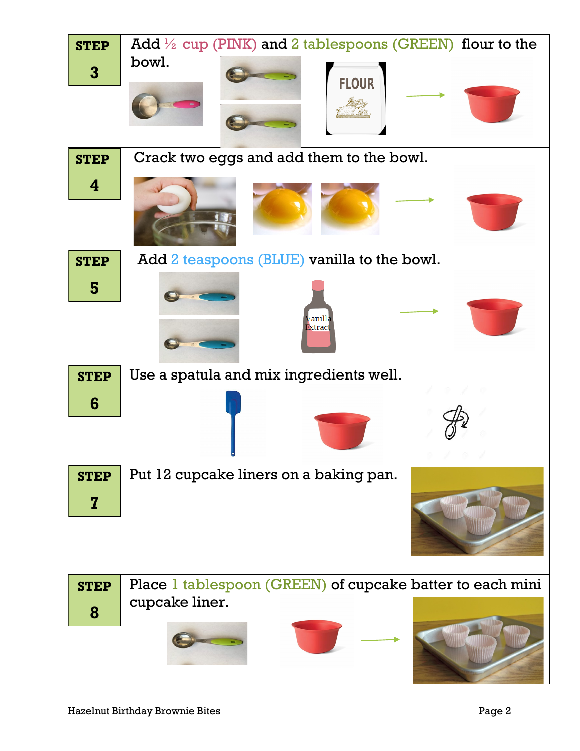| STEP | Instruction |
|---|---|
| **STEP 3** | Add ½ cup (PINK) and 2 tablespoons (GREEN) flour to the bowl. FLOUR |
| **STEP 4** | Crack two eggs and add them to the bowl. |
| **STEP 5** | Add 2 teaspoons (BLUE) vanilla to the bowl. Vanilla Extract |
| **STEP 6** | Use a spatula and mix ingredients well. |
| **STEP 7** | Put 12 cupcake liners on a baking pan. |
| **STEP 8** | Place 1 tablespoon (GREEN) of cupcake batter to each mini cupcake liner. |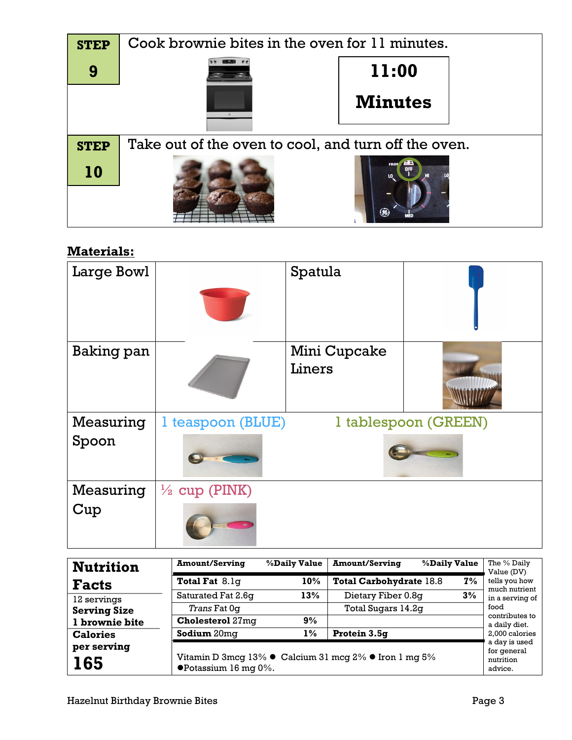| | |
|---|---|
| **STEP 9** | Cook brownie bites in the oven for 11 minutes. **11:00 Minutes** |
| **STEP 10** | Take out of the oven to cool, and turn off the oven. |

**Materials:**

| | | | |
|---|---|---|---|
| Large Bowl | | Spatula | |
| Baking pan | | Mini Cupcake Liners | |
| Measuring Spoon | 1 teaspoon (BLUE) | 1 tablespoon (GREEN) | |
| Measuring Cup | ½ cup (PINK) | | |

| **Nutrition Facts** | **Amount/Serving** | **%Daily Value** | **Amount/Serving** | **%Daily Value** | The % Daily Value (DV) tells you how much nutrient in a serving of food contributes to a daily diet. 2,000 calories a day is used for general nutrition advice. |
|---|---|---|---|---|---|
| 12 servings | **Total Fat** 8.1g | **10%** | **Total Carbohydrate** 18.8 | **7%** | |
| **Serving Size 1 brownie bite** | Saturated Fat 2.6g | **13%** | Dietary Fiber 0.8g | **3%** | |
| | *Trans* Fat 0g | | Total Sugars 14.2g | | |
| **Calories per serving** | **Cholesterol** 27mg | **9%** | | | |
| **165** | **Sodium** 20mg | **1%** | **Protein 3.5g** | | |
| | Vitamin D 3mcg 13% ● Calcium 31 mcg 2% ● Iron 1 mg 5% ●Potassium 16 mg 0%. | | | | |